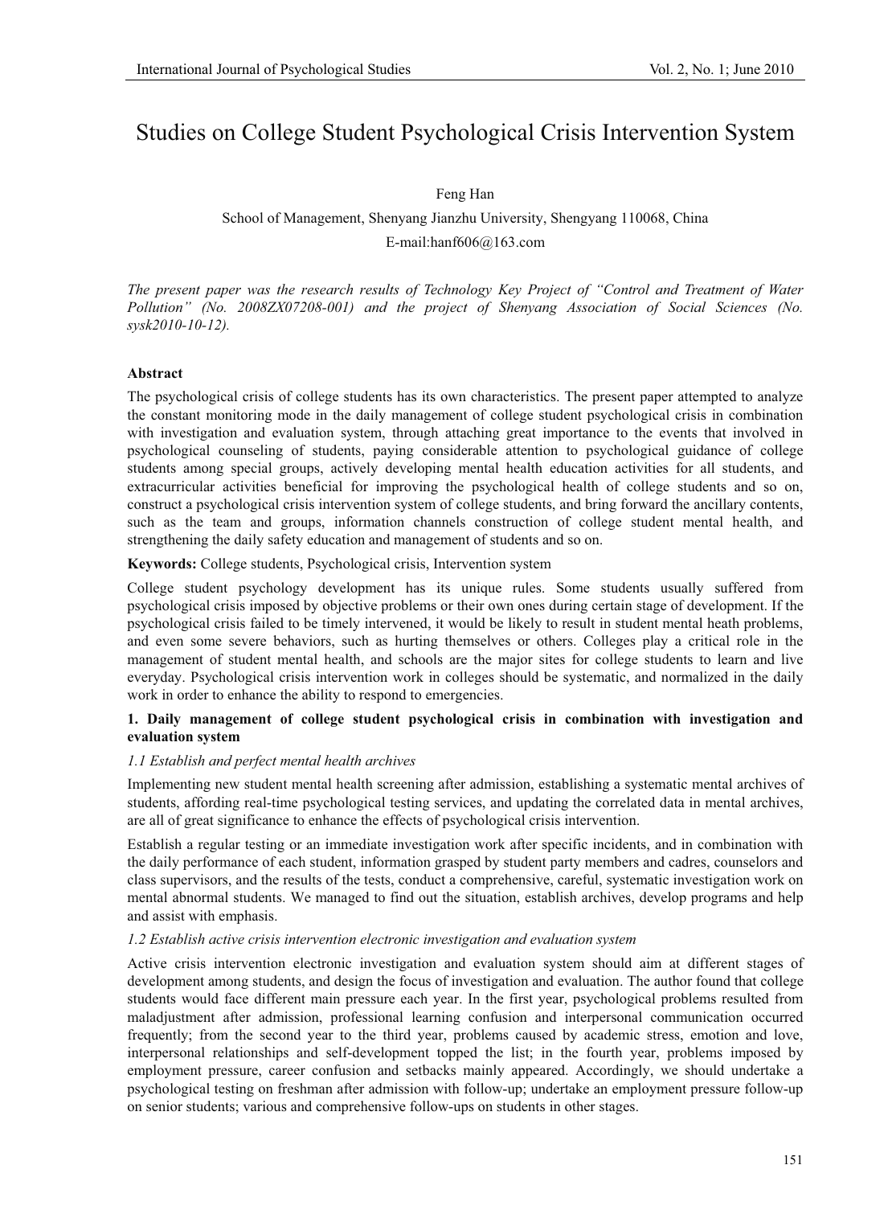# Studies on College Student Psychological Crisis Intervention System

Feng Han

School of Management, Shenyang Jianzhu University, Shengyang 110068, China

E-mail:hanf606@163.com

*The present paper was the research results of Technology Key Project of "Control and Treatment of Water Pollution" (No. 2008ZX07208-001) and the project of Shenyang Association of Social Sciences (No. sysk2010-10-12).*

**Abstract**

The psychological crisis of college students has its own characteristics. The present paper attempted to analyze the constant monitoring mode in the daily management of college student psychological crisis in combination with investigation and evaluation system, through attaching great importance to the events that involved in psychological counseling of students, paying considerable attention to psychological guidance of college students among special groups, actively developing mental health education activities for all students, and extracurricular activities beneficial for improving the psychological health of college students and so on, construct a psychological crisis intervention system of college students, and bring forward the ancillary contents, such as the team and groups, information channels construction of college student mental health, and strengthening the daily safety education and management of students and so on.

**Keywords:** College students, Psychological crisis, Intervention system

College student psychology development has its unique rules. Some students usually suffered from psychological crisis imposed by objective problems or their own ones during certain stage of development. If the psychological crisis failed to be timely intervened, it would be likely to result in student mental heath problems, and even some severe behaviors, such as hurting themselves or others. Colleges play a critical role in the management of student mental health, and schools are the major sites for college students to learn and live everyday. Psychological crisis intervention work in colleges should be systematic, and normalized in the daily work in order to enhance the ability to respond to emergencies.

## 1. Daily management of college student psychological crisis in combination with investigation and evaluation system

### *1.1 Establish and perfect mental health archives*

Implementing new student mental health screening after admission, establishing a systematic mental archives of students, affording real-time psychological testing services, and updating the correlated data in mental archives, are all of great significance to enhance the effects of psychological crisis intervention.

Establish a regular testing or an immediate investigation work after specific incidents, and in combination with the daily performance of each student, information grasped by student party members and cadres, counselors and class supervisors, and the results of the tests, conduct a comprehensive, careful, systematic investigation work on mental abnormal students. We managed to find out the situation, establish archives, develop programs and help and assist with emphasis.

### *1.2 Establish active crisis intervention electronic investigation and evaluation system*

Active crisis intervention electronic investigation and evaluation system should aim at different stages of development among students, and design the focus of investigation and evaluation. The author found that college students would face different main pressure each year. In the first year, psychological problems resulted from maladjustment after admission, professional learning confusion and interpersonal communication occurred frequently; from the second year to the third year, problems caused by academic stress, emotion and love, interpersonal relationships and self-development topped the list; in the fourth year, problems imposed by employment pressure, career confusion and setbacks mainly appeared. Accordingly, we should undertake a psychological testing on freshman after admission with follow-up; undertake an employment pressure follow-up on senior students; various and comprehensive follow-ups on students in other stages.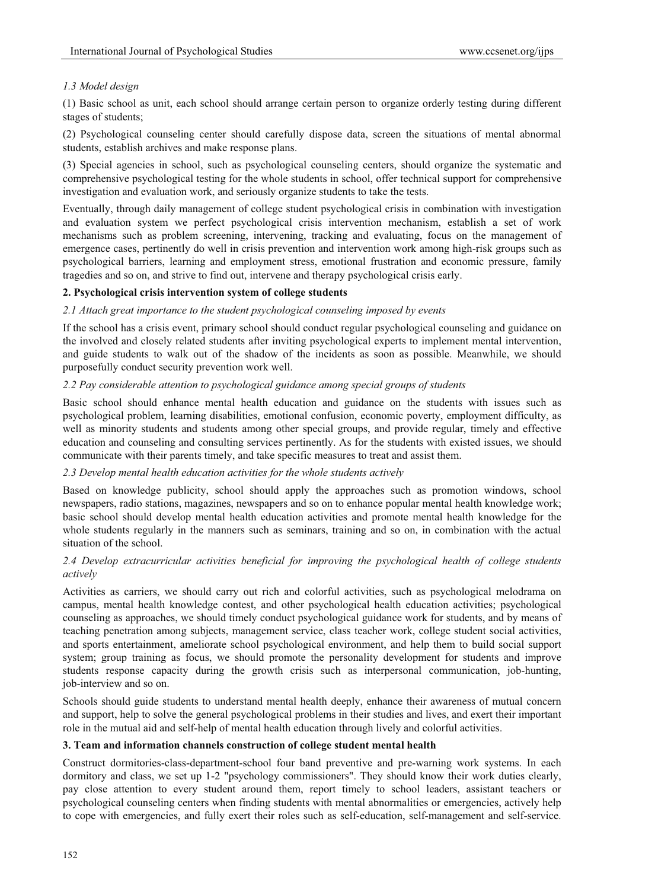### *1.3 Model design*

(1) Basic school as unit, each school should arrange certain person to organize orderly testing during different stages of students;

(2) Psychological counseling center should carefully dispose data, screen the situations of mental abnormal students, establish archives and make response plans.

(3) Special agencies in school, such as psychological counseling centers, should organize the systematic and comprehensive psychological testing for the whole students in school, offer technical support for comprehensive investigation and evaluation work, and seriously organize students to take the tests.

Eventually, through daily management of college student psychological crisis in combination with investigation and evaluation system we perfect psychological crisis intervention mechanism, establish a set of work mechanisms such as problem screening, intervening, tracking and evaluating, focus on the management of emergence cases, pertinently do well in crisis prevention and intervention work among high-risk groups such as psychological barriers, learning and employment stress, emotional frustration and economic pressure, family tragedies and so on, and strive to find out, intervene and therapy psychological crisis early.

## **2. Psychological crisis intervention system of college students**

### *2.1 Attach great importance to the student psychological counseling imposed by events*

If the school has a crisis event, primary school should conduct regular psychological counseling and guidance on the involved and closely related students after inviting psychological experts to implement mental intervention, and guide students to walk out of the shadow of the incidents as soon as possible. Meanwhile, we should purposefully conduct security prevention work well.

### *2.2 Pay considerable attention to psychological guidance among special groups of students*

Basic school should enhance mental health education and guidance on the students with issues such as psychological problem, learning disabilities, emotional confusion, economic poverty, employment difficulty, as well as minority students and students among other special groups, and provide regular, timely and effective education and counseling and consulting services pertinently. As for the students with existed issues, we should communicate with their parents timely, and take specific measures to treat and assist them.

### *2.3 Develop mental health education activities for the whole students actively*

Based on knowledge publicity, school should apply the approaches such as promotion windows, school newspapers, radio stations, magazines, newspapers and so on to enhance popular mental health knowledge work; basic school should develop mental health education activities and promote mental health knowledge for the whole students regularly in the manners such as seminars, training and so on, in combination with the actual situation of the school.

### *2.4 Develop extracurricular activities beneficial for improving the psychological health of college students actively*

Activities as carriers, we should carry out rich and colorful activities, such as psychological melodrama on campus, mental health knowledge contest, and other psychological health education activities; psychological counseling as approaches, we should timely conduct psychological guidance work for students, and by means of teaching penetration among subjects, management service, class teacher work, college student social activities, and sports entertainment, ameliorate school psychological environment, and help them to build social support system; group training as focus, we should promote the personality development for students and improve students response capacity during the growth crisis such as interpersonal communication, job-hunting, job-interview and so on.

Schools should guide students to understand mental health deeply, enhance their awareness of mutual concern and support, help to solve the general psychological problems in their studies and lives, and exert their important role in the mutual aid and self-help of mental health education through lively and colorful activities.

## **3. Team and information channels construction of college student mental health**

Construct dormitories-class-department-school four band preventive and pre-warning work systems. In each dormitory and class, we set up 1-2 "psychology commissioners". They should know their work duties clearly, pay close attention to every student around them, report timely to school leaders, assistant teachers or psychological counseling centers when finding students with mental abnormalities or emergencies, actively help to cope with emergencies, and fully exert their roles such as self-education, self-management and self-service.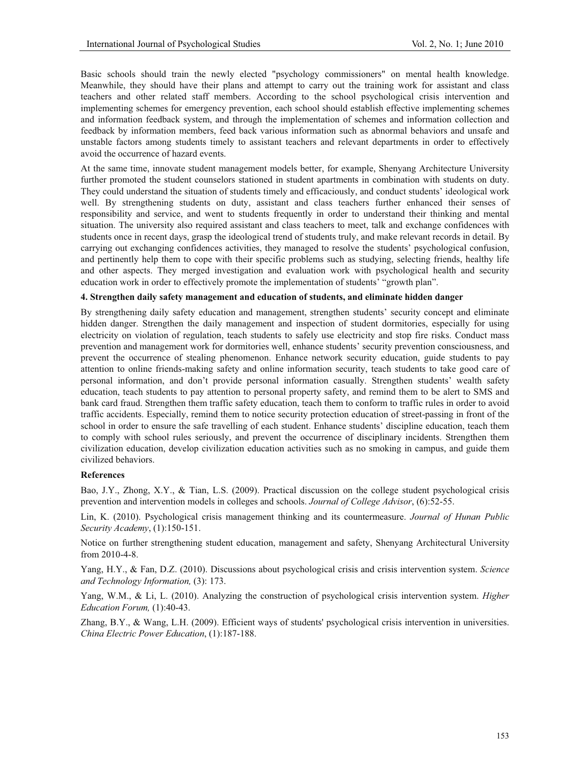Basic schools should train the newly elected "psychology commissioners" on mental health knowledge. Meanwhile, they should have their plans and attempt to carry out the training work for assistant and class teachers and other related staff members. According to the school psychological crisis intervention and implementing schemes for emergency prevention, each school should establish effective implementing schemes and information feedback system, and through the implementation of schemes and information collection and feedback by information members, feed back various information such as abnormal behaviors and unsafe and unstable factors among students timely to assistant teachers and relevant departments in order to effectively avoid the occurrence of hazard events.

At the same time, innovate student management models better, for example, Shenyang Architecture University further promoted the student counselors stationed in student apartments in combination with students on duty. They could understand the situation of students timely and efficaciously, and conduct students' ideological work well. By strengthening students on duty, assistant and class teachers further enhanced their senses of responsibility and service, and went to students frequently in order to understand their thinking and mental situation. The university also required assistant and class teachers to meet, talk and exchange confidences with students once in recent days, grasp the ideological trend of students truly, and make relevant records in detail. By carrying out exchanging confidences activities, they managed to resolve the students' psychological confusion, and pertinently help them to cope with their specific problems such as studying, selecting friends, healthy life and other aspects. They merged investigation and evaluation work with psychological health and security education work in order to effectively promote the implementation of students' "growth plan".

**4. Strengthen daily safety management and education of students, and eliminate hidden danger**

By strengthening daily safety education and management, strengthen students' security concept and eliminate hidden danger. Strengthen the daily management and inspection of student dormitories, especially for using electricity on violation of regulation, teach students to safely use electricity and stop fire risks. Conduct mass prevention and management work for dormitories well, enhance students' security prevention consciousness, and prevent the occurrence of stealing phenomenon. Enhance network security education, guide students to pay attention to online friends-making safety and online information security, teach students to take good care of personal information, and don't provide personal information casually. Strengthen students' wealth safety education, teach students to pay attention to personal property safety, and remind them to be alert to SMS and bank card fraud. Strengthen them traffic safety education, teach them to conform to traffic rules in order to avoid traffic accidents. Especially, remind them to notice security protection education of street-passing in front of the school in order to ensure the safe travelling of each student. Enhance students' discipline education, teach them to comply with school rules seriously, and prevent the occurrence of disciplinary incidents. Strengthen them civilization education, develop civilization education activities such as no smoking in campus, and guide them civilized behaviors.

**References**

Bao, J.Y., Zhong, X.Y., & Tian, L.S. (2009). Practical discussion on the college student psychological crisis prevention and intervention models in colleges and schools. *Journal of College Advisor*, (6):52-55.

Lin, K. (2010). Psychological crisis management thinking and its countermeasure. *Journal of Hunan Public Security Academy*, (1):150-151.

Notice on further strengthening student education, management and safety, Shenyang Architectural University from 2010-4-8.

Yang, H.Y., & Fan, D.Z. (2010). Discussions about psychological crisis and crisis intervention system. *Science and Technology Information,* (3): 173.

Yang, W.M., & Li, L. (2010). Analyzing the construction of psychological crisis intervention system. *Higher Education Forum,* (1):40-43.

Zhang, B.Y., & Wang, L.H. (2009). Efficient ways of students' psychological crisis intervention in universities. *China Electric Power Education*, (1):187-188.